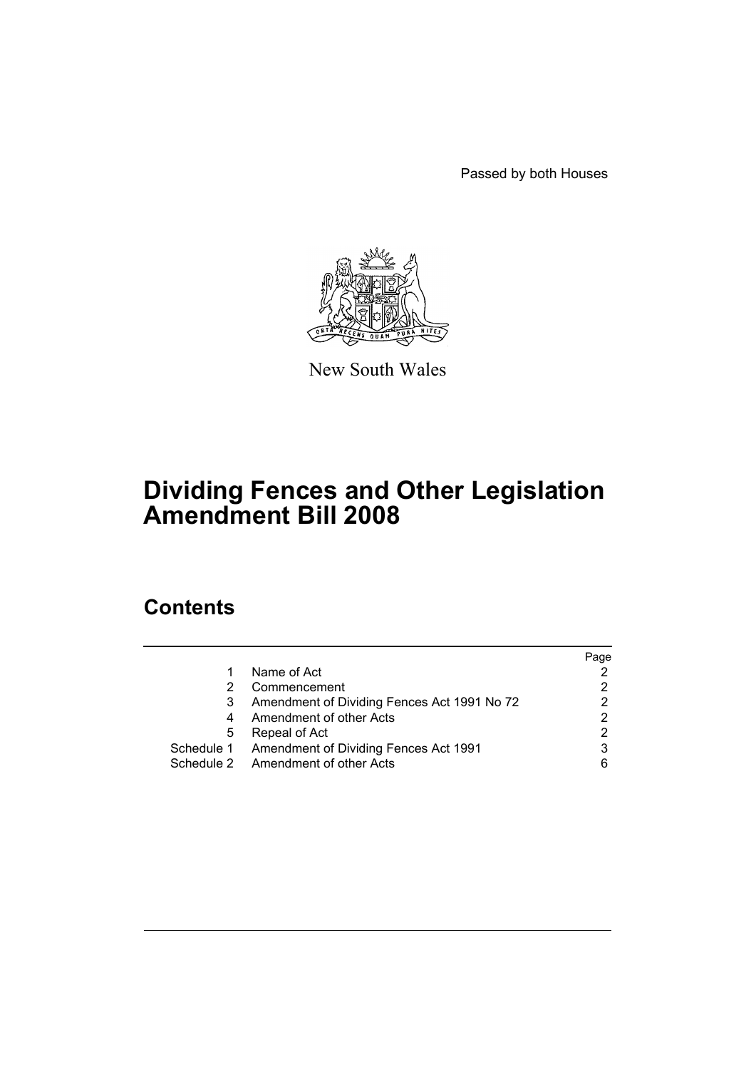Passed by both Houses

New South Wales

# Dividing Fences and Other Legislation Amendment Bill 2008

## Contents

| | | Page |
|---|---|---|
| 1 | Name of Act | 2 |
| 2 | Commencement | 2 |
| 3 | Amendment of Dividing Fences Act 1991 No 72 | 2 |
| 4 | Amendment of other Acts | 2 |
| 5 | Repeal of Act | 2 |
| Schedule 1 | Amendment of Dividing Fences Act 1991 | 3 |
| Schedule 2 | Amendment of other Acts | 6 |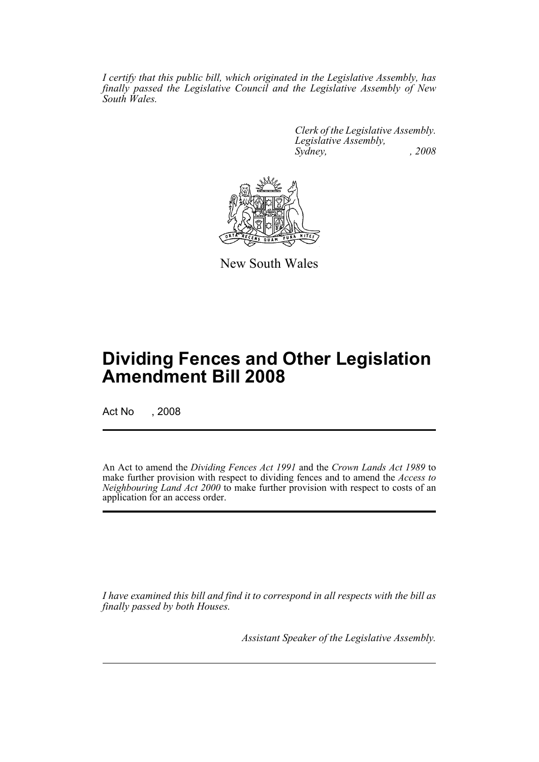*I certify that this public bill, which originated in the Legislative Assembly, has finally passed the Legislative Council and the Legislative Assembly of New South Wales.*

*Clerk of the Legislative Assembly.*
*Legislative Assembly,*
*Sydney, , 2008*

New South Wales

# Dividing Fences and Other Legislation Amendment Bill 2008

Act No , 2008

An Act to amend the *Dividing Fences Act 1991* and the *Crown Lands Act 1989* to make further provision with respect to dividing fences and to amend the *Access to Neighbouring Land Act 2000* to make further provision with respect to costs of an application for an access order.

*I have examined this bill and find it to correspond in all respects with the bill as finally passed by both Houses.*

*Assistant Speaker of the Legislative Assembly.*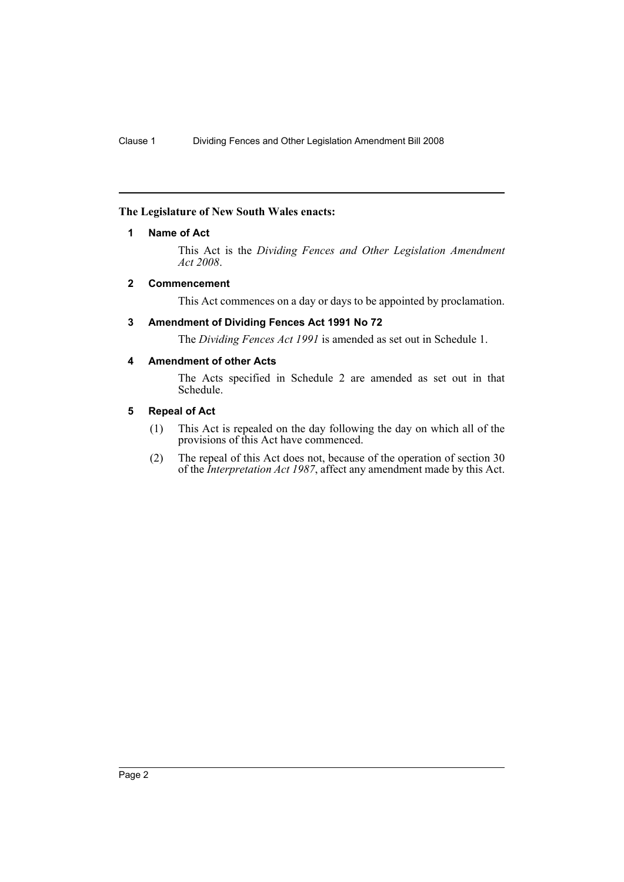**The Legislature of New South Wales enacts:**

### 1 Name of Act

This Act is the *Dividing Fences and Other Legislation Amendment Act 2008*.

### 2 Commencement

This Act commences on a day or days to be appointed by proclamation.

### 3 Amendment of Dividing Fences Act 1991 No 72

The *Dividing Fences Act 1991* is amended as set out in Schedule 1.

### 4 Amendment of other Acts

The Acts specified in Schedule 2 are amended as set out in that Schedule.

### 5 Repeal of Act

(1) This Act is repealed on the day following the day on which all of the provisions of this Act have commenced.

(2) The repeal of this Act does not, because of the operation of section 30 of the *Interpretation Act 1987*, affect any amendment made by this Act.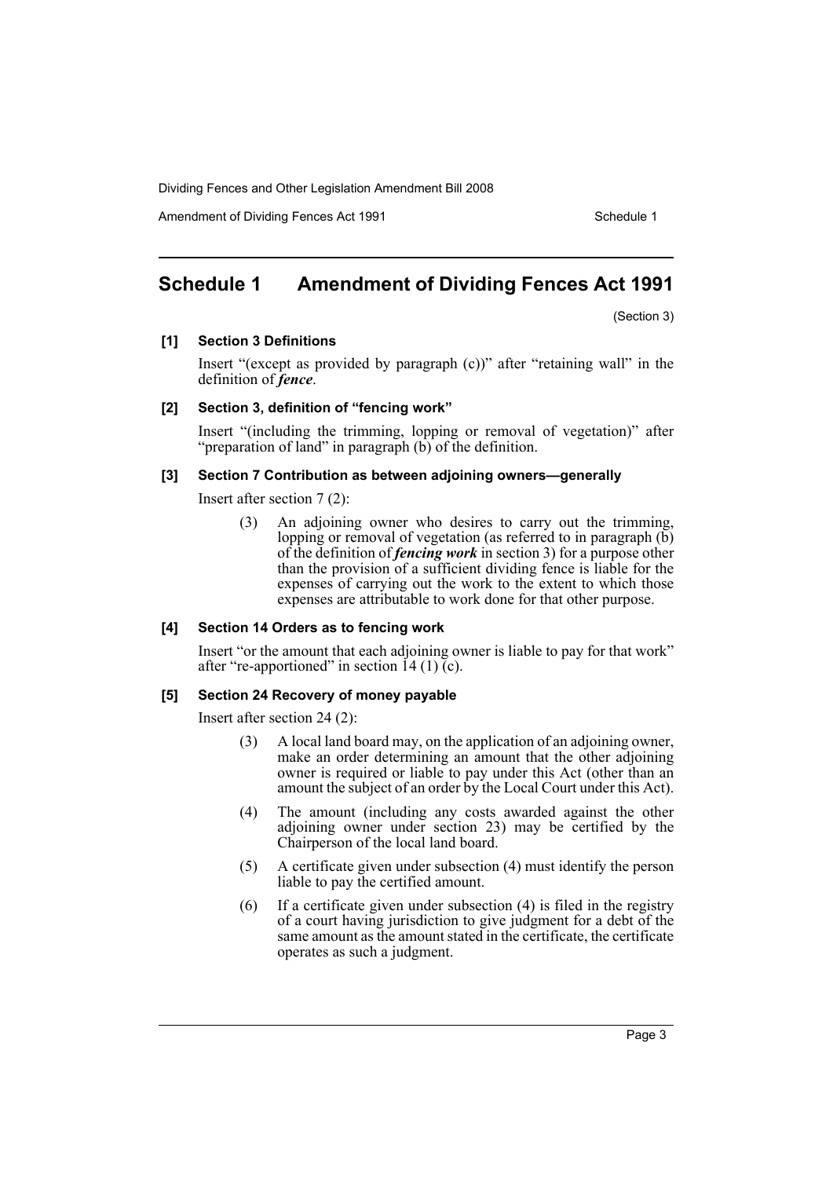# Schedule 1 Amendment of Dividing Fences Act 1991

(Section 3)

**[1] Section 3 Definitions**

Insert "(except as provided by paragraph (c))" after "retaining wall" in the definition of ***fence***.

**[2] Section 3, definition of "fencing work"**

Insert "(including the trimming, lopping or removal of vegetation)" after "preparation of land" in paragraph (b) of the definition.

**[3] Section 7 Contribution as between adjoining owners—generally**

Insert after section 7 (2):

> (3) An adjoining owner who desires to carry out the trimming, lopping or removal of vegetation (as referred to in paragraph (b) of the definition of ***fencing work*** in section 3) for a purpose other than the provision of a sufficient dividing fence is liable for the expenses of carrying out the work to the extent to which those expenses are attributable to work done for that other purpose.

**[4] Section 14 Orders as to fencing work**

Insert "or the amount that each adjoining owner is liable to pay for that work" after "re-apportioned" in section 14 (1) (c).

**[5] Section 24 Recovery of money payable**

Insert after section 24 (2):

> (3) A local land board may, on the application of an adjoining owner, make an order determining an amount that the other adjoining owner is required or liable to pay under this Act (other than an amount the subject of an order by the Local Court under this Act).
>
> (4) The amount (including any costs awarded against the other adjoining owner under section 23) may be certified by the Chairperson of the local land board.
>
> (5) A certificate given under subsection (4) must identify the person liable to pay the certified amount.
>
> (6) If a certificate given under subsection (4) is filed in the registry of a court having jurisdiction to give judgment for a debt of the same amount as the amount stated in the certificate, the certificate operates as such a judgment.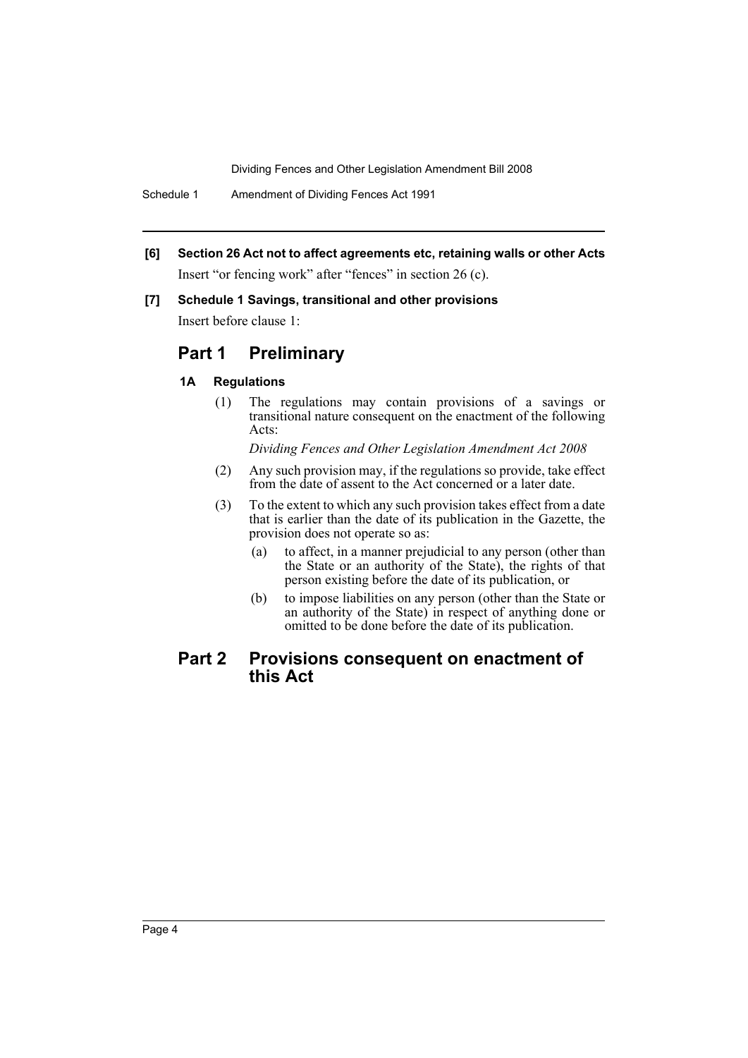**[6] Section 26 Act not to affect agreements etc, retaining walls or other Acts**

Insert "or fencing work" after "fences" in section 26 (c).

**[7] Schedule 1 Savings, transitional and other provisions**

Insert before clause 1:

## Part 1 Preliminary

### 1A Regulations

(1) The regulations may contain provisions of a savings or transitional nature consequent on the enactment of the following Acts:

*Dividing Fences and Other Legislation Amendment Act 2008*

(2) Any such provision may, if the regulations so provide, take effect from the date of assent to the Act concerned or a later date.

(3) To the extent to which any such provision takes effect from a date that is earlier than the date of its publication in the Gazette, the provision does not operate so as:

(a) to affect, in a manner prejudicial to any person (other than the State or an authority of the State), the rights of that person existing before the date of its publication, or

(b) to impose liabilities on any person (other than the State or an authority of the State) in respect of anything done or omitted to be done before the date of its publication.

## Part 2 Provisions consequent on enactment of this Act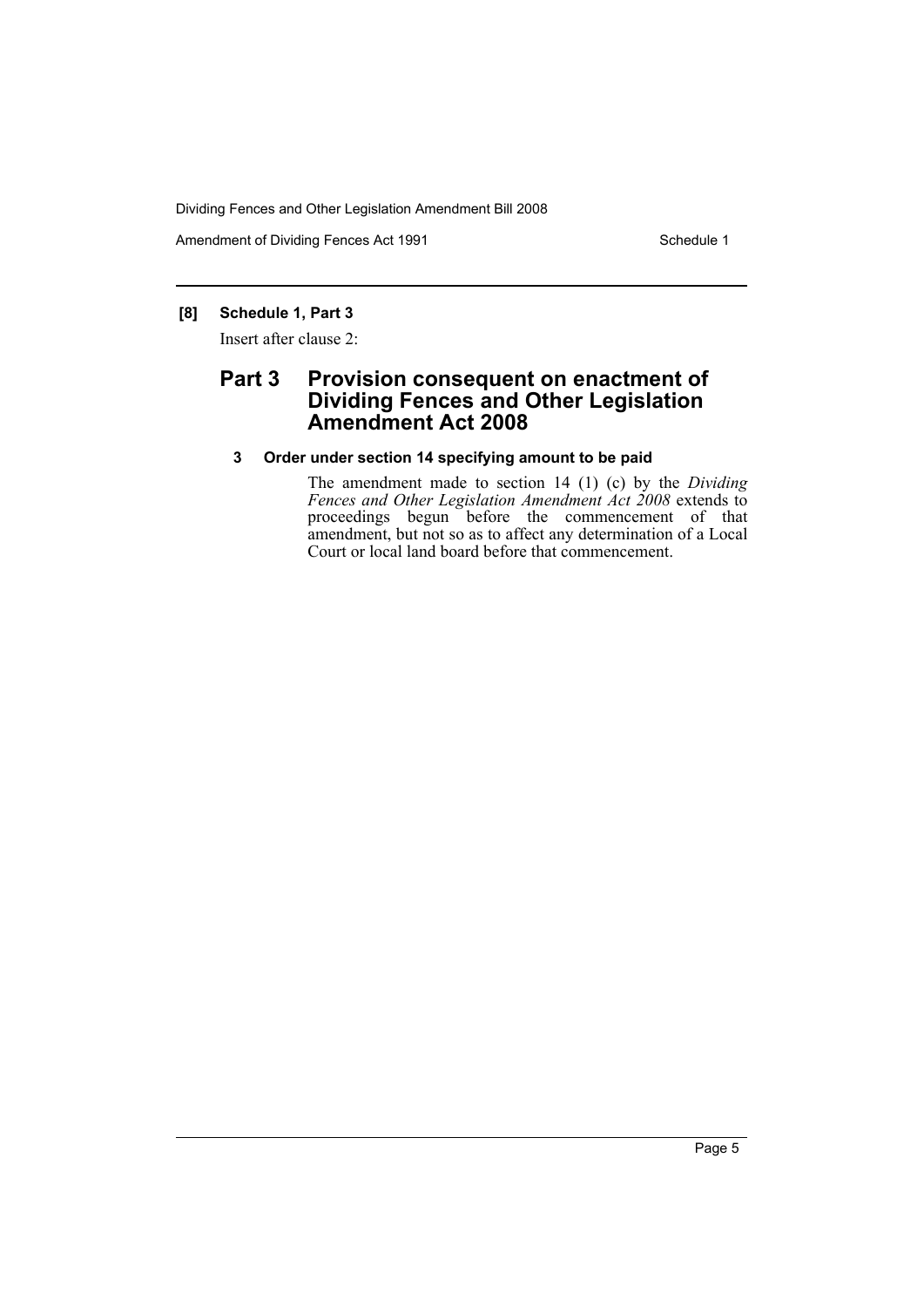**[8] Schedule 1, Part 3**

Insert after clause 2:

## Part 3 Provision consequent on enactment of Dividing Fences and Other Legislation Amendment Act 2008

### 3 Order under section 14 specifying amount to be paid

The amendment made to section 14 (1) (c) by the *Dividing Fences and Other Legislation Amendment Act 2008* extends to proceedings begun before the commencement of that amendment, but not so as to affect any determination of a Local Court or local land board before that commencement.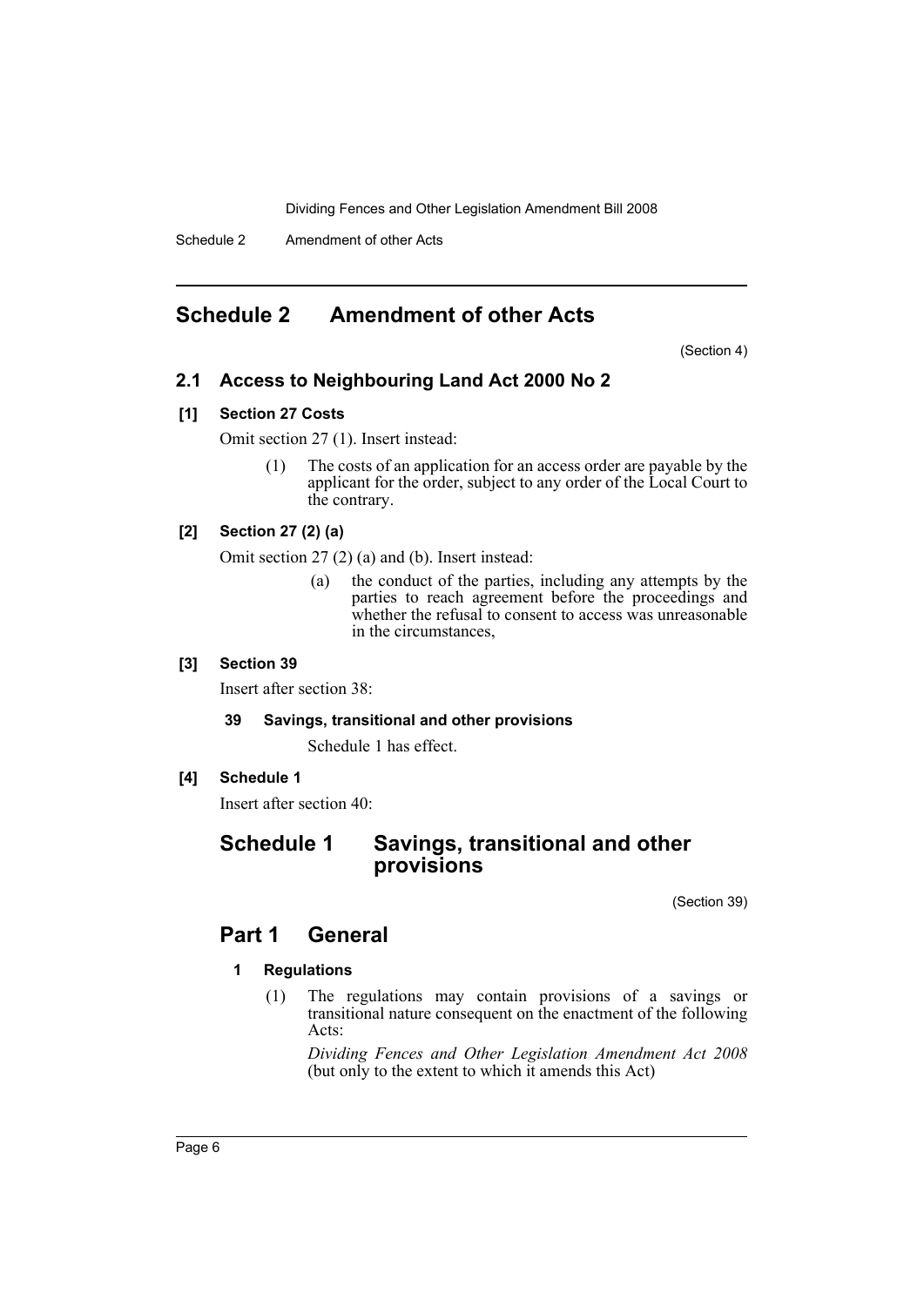# Schedule 2 Amendment of other Acts

(Section 4)

## 2.1 Access to Neighbouring Land Act 2000 No 2

### [1] Section 27 Costs

Omit section 27 (1). Insert instead:

> (1) The costs of an application for an access order are payable by the applicant for the order, subject to any order of the Local Court to the contrary.

### [2] Section 27 (2) (a)

Omit section 27 (2) (a) and (b). Insert instead:

> (a) the conduct of the parties, including any attempts by the parties to reach agreement before the proceedings and whether the refusal to consent to access was unreasonable in the circumstances,

### [3] Section 39

Insert after section 38:

> **39 Savings, transitional and other provisions**
>
> Schedule 1 has effect.

### [4] Schedule 1

Insert after section 40:

## Schedule 1 Savings, transitional and other provisions

(Section 39)

## Part 1 General

### 1 Regulations

(1) The regulations may contain provisions of a savings or transitional nature consequent on the enactment of the following Acts:

*Dividing Fences and Other Legislation Amendment Act 2008* (but only to the extent to which it amends this Act)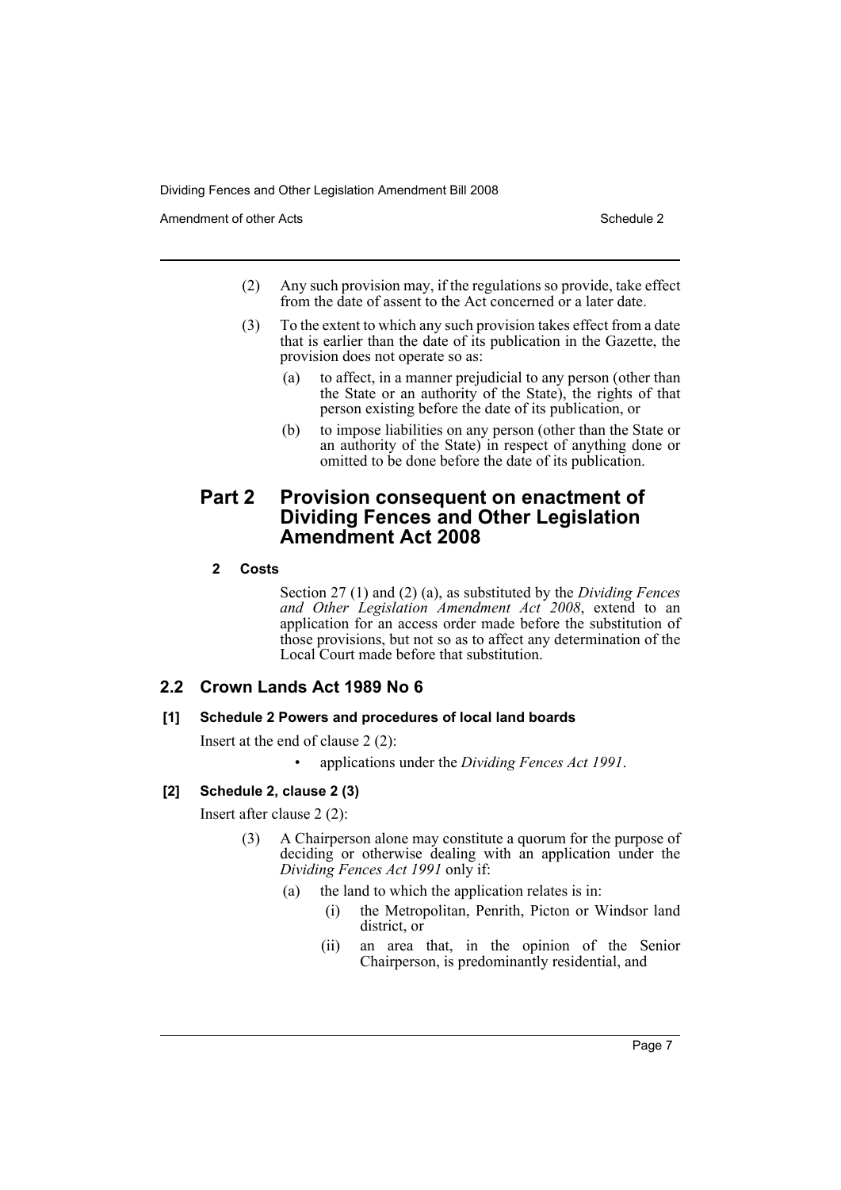(2) Any such provision may, if the regulations so provide, take effect from the date of assent to the Act concerned or a later date.

(3) To the extent to which any such provision takes effect from a date that is earlier than the date of its publication in the Gazette, the provision does not operate so as:

(a) to affect, in a manner prejudicial to any person (other than the State or an authority of the State), the rights of that person existing before the date of its publication, or

(b) to impose liabilities on any person (other than the State or an authority of the State) in respect of anything done or omitted to be done before the date of its publication.

## Part 2 Provision consequent on enactment of Dividing Fences and Other Legislation Amendment Act 2008

#### 2 Costs

Section 27 (1) and (2) (a), as substituted by the *Dividing Fences and Other Legislation Amendment Act 2008*, extend to an application for an access order made before the substitution of those provisions, but not so as to affect any determination of the Local Court made before that substitution.

### 2.2 Crown Lands Act 1989 No 6

#### [1] Schedule 2 Powers and procedures of local land boards

Insert at the end of clause 2 (2):

- applications under the *Dividing Fences Act 1991*.

#### [2] Schedule 2, clause 2 (3)

Insert after clause 2 (2):

(3) A Chairperson alone may constitute a quorum for the purpose of deciding or otherwise dealing with an application under the *Dividing Fences Act 1991* only if:

(a) the land to which the application relates is in:

(i) the Metropolitan, Penrith, Picton or Windsor land district, or

(ii) an area that, in the opinion of the Senior Chairperson, is predominantly residential, and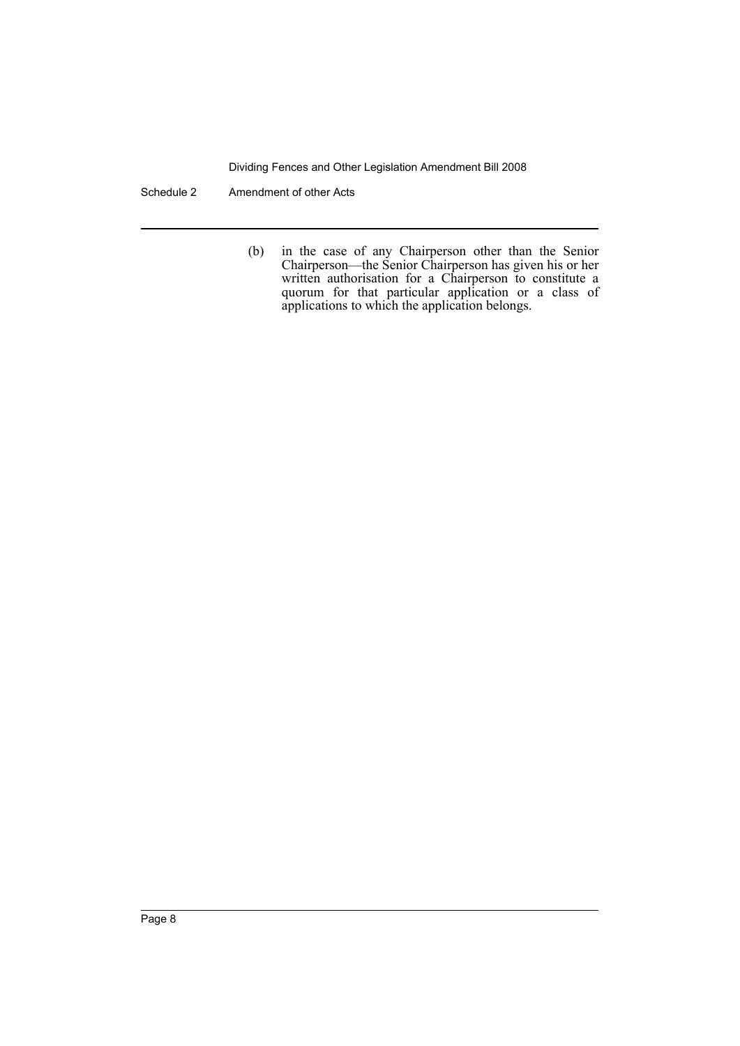(b) in the case of any Chairperson other than the Senior Chairperson—the Senior Chairperson has given his or her written authorisation for a Chairperson to constitute a quorum for that particular application or a class of applications to which the application belongs.